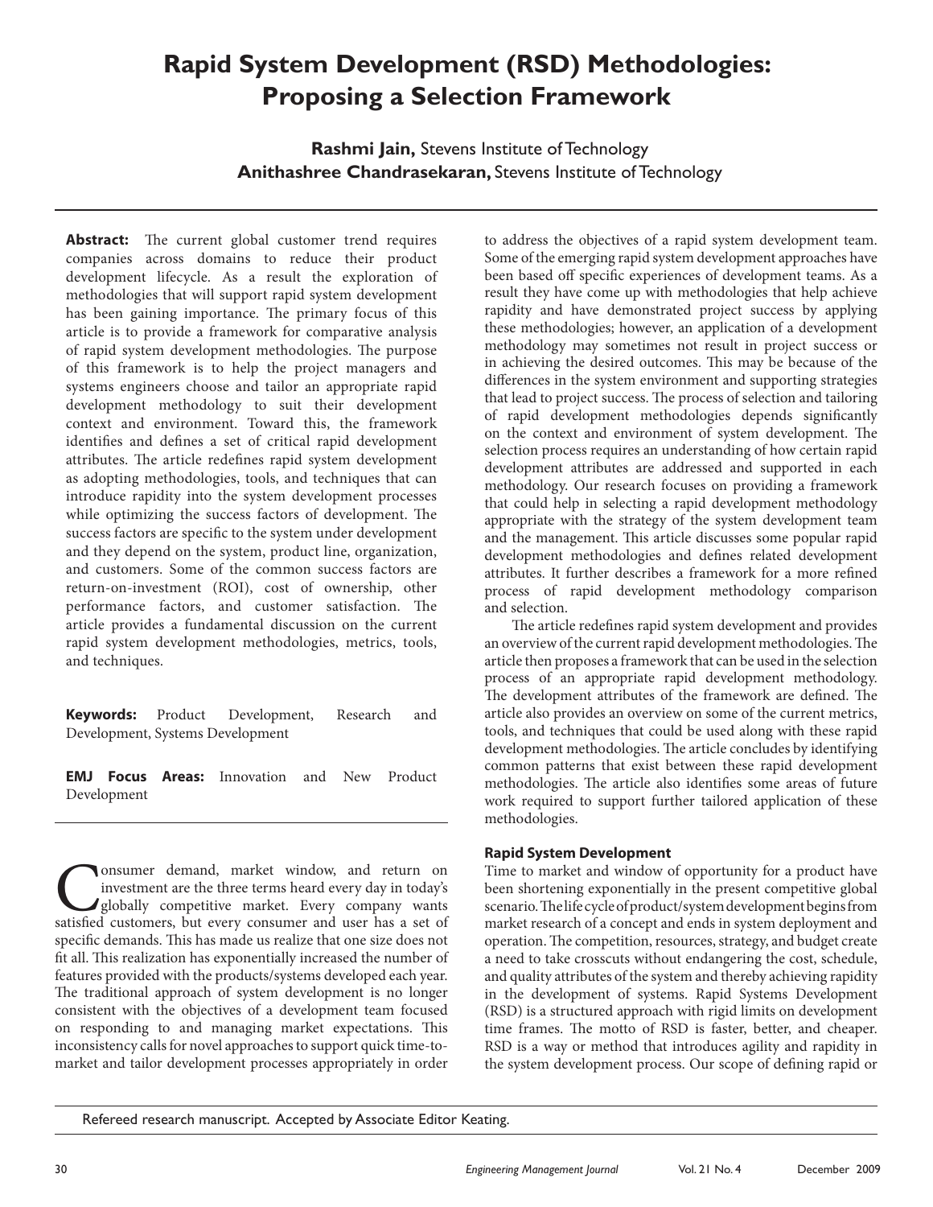# Rapid System Development (RSD) Methodologies: Proposing a Selection Framework

**Rashmi Jain,** Stevens Institute of Technology
**Anithashree Chandrasekaran,** Stevens Institute of Technology

**Abstract:** The current global customer trend requires companies across domains to reduce their product development lifecycle. As a result the exploration of methodologies that will support rapid system development has been gaining importance. The primary focus of this article is to provide a framework for comparative analysis of rapid system development methodologies. The purpose of this framework is to help the project managers and systems engineers choose and tailor an appropriate rapid development methodology to suit their development context and environment. Toward this, the framework identifies and defines a set of critical rapid development attributes. The article redefines rapid system development as adopting methodologies, tools, and techniques that can introduce rapidity into the system development processes while optimizing the success factors of development. The success factors are specific to the system under development and they depend on the system, product line, organization, and customers. Some of the common success factors are return-on-investment (ROI), cost of ownership, other performance factors, and customer satisfaction. The article provides a fundamental discussion on the current rapid system development methodologies, metrics, tools, and techniques.

**Keywords:** Product Development, Research and Development, Systems Development

**EMJ Focus Areas:** Innovation and New Product Development

Consumer demand, market window, and return on investment are the three terms heard every day in today's globally competitive market. Every company wants satisfied customers, but every consumer and user has a set of specific demands. This has made us realize that one size does not fit all. This realization has exponentially increased the number of features provided with the products/systems developed each year. The traditional approach of system development is no longer consistent with the objectives of a development team focused on responding to and managing market expectations. This inconsistency calls for novel approaches to support quick time-to-market and tailor development processes appropriately in order to address the objectives of a rapid system development team. Some of the emerging rapid system development approaches have been based off specific experiences of development teams. As a result they have come up with methodologies that help achieve rapidity and have demonstrated project success by applying these methodologies; however, an application of a development methodology may sometimes not result in project success or in achieving the desired outcomes. This may be because of the differences in the system environment and supporting strategies that lead to project success. The process of selection and tailoring of rapid development methodologies depends significantly on the context and environment of system development. The selection process requires an understanding of how certain rapid development attributes are addressed and supported in each methodology. Our research focuses on providing a framework that could help in selecting a rapid development methodology appropriate with the strategy of the system development team and the management. This article discusses some popular rapid development methodologies and defines related development attributes. It further describes a framework for a more refined process of rapid development methodology comparison and selection.

The article redefines rapid system development and provides an overview of the current rapid development methodologies. The article then proposes a framework that can be used in the selection process of an appropriate rapid development methodology. The development attributes of the framework are defined. The article also provides an overview on some of the current metrics, tools, and techniques that could be used along with these rapid development methodologies. The article concludes by identifying common patterns that exist between these rapid development methodologies. The article also identifies some areas of future work required to support further tailored application of these methodologies.

## Rapid System Development

Time to market and window of opportunity for a product have been shortening exponentially in the present competitive global scenario. The life cycle of product/system development begins from market research of a concept and ends in system deployment and operation. The competition, resources, strategy, and budget create a need to take crosscuts without endangering the cost, schedule, and quality attributes of the system and thereby achieving rapidity in the development of systems. Rapid Systems Development (RSD) is a structured approach with rigid limits on development time frames. The motto of RSD is faster, better, and cheaper. RSD is a way or method that introduces agility and rapidity in the system development process. Our scope of defining rapid or

Refereed research manuscript. Accepted by Associate Editor Keating.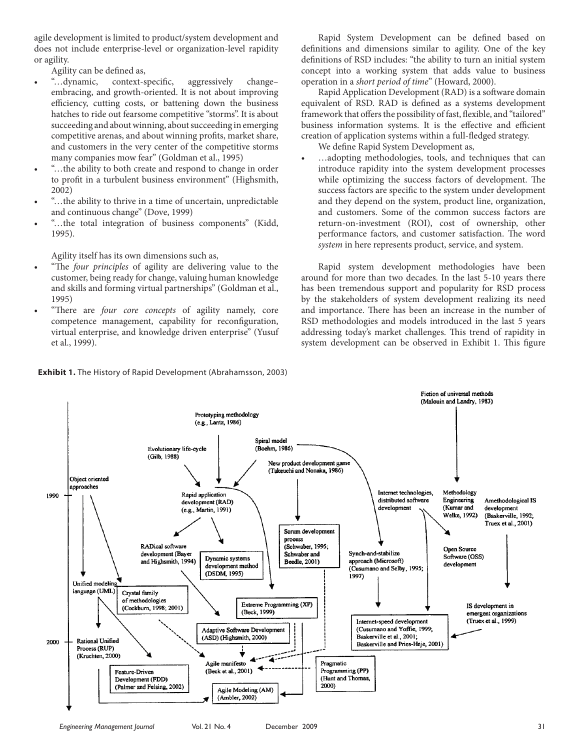agile development is limited to product/system development and does not include enterprise-level or organization-level rapidity or agility.

Agility can be defined as,

- "…dynamic, context-specific, aggressively change–embracing, and growth-oriented. It is not about improving efficiency, cutting costs, or battening down the business hatches to ride out fearsome competitive "storms". It is about succeeding and about winning, about succeeding in emerging competitive arenas, and about winning profits, market share, and customers in the very center of the competitive storms many companies now fear" (Goldman et al., 1995)
- "…the ability to both create and respond to change in order to profit in a turbulent business environment" (Highsmith, 2002)
- "…the ability to thrive in a time of uncertain, unpredictable and continuous change" (Dove, 1999)
- "…the total integration of business components" (Kidd, 1995).

Agility itself has its own dimensions such as,

- "The *four principles* of agility are delivering value to the customer, being ready for change, valuing human knowledge and skills and forming virtual partnerships" (Goldman et al., 1995)
- "There are *four core concepts* of agility namely, core competence management, capability for reconfiguration, virtual enterprise, and knowledge driven enterprise" (Yusuf et al., 1999).

Rapid System Development can be defined based on definitions and dimensions similar to agility. One of the key definitions of RSD includes: "the ability to turn an initial system concept into a working system that adds value to business operation in a *short period of time*" (Howard, 2000).

Rapid Application Development (RAD) is a software domain equivalent of RSD. RAD is defined as a systems development framework that offers the possibility of fast, flexible, and "tailored" business information systems. It is the effective and efficient creation of application systems within a full-fledged strategy.

We define Rapid System Development as,

- …adopting methodologies, tools, and techniques that can introduce rapidity into the system development processes while optimizing the success factors of development. The success factors are specific to the system under development and they depend on the system, product line, organization, and customers. Some of the common success factors are return-on-investment (ROI), cost of ownership, other performance factors, and customer satisfaction. The word *system* in here represents product, service, and system.

Rapid system development methodologies have been around for more than two decades. In the last 5-10 years there has been tremendous support and popularity for RSD process by the stakeholders of system development realizing its need and importance. There has been an increase in the number of RSD methodologies and models introduced in the last 5 years addressing today's market challenges. This trend of rapidity in system development can be observed in Exhibit 1. This figure

**Exhibit 1.** The History of Rapid Development (Abrahamsson, 2003)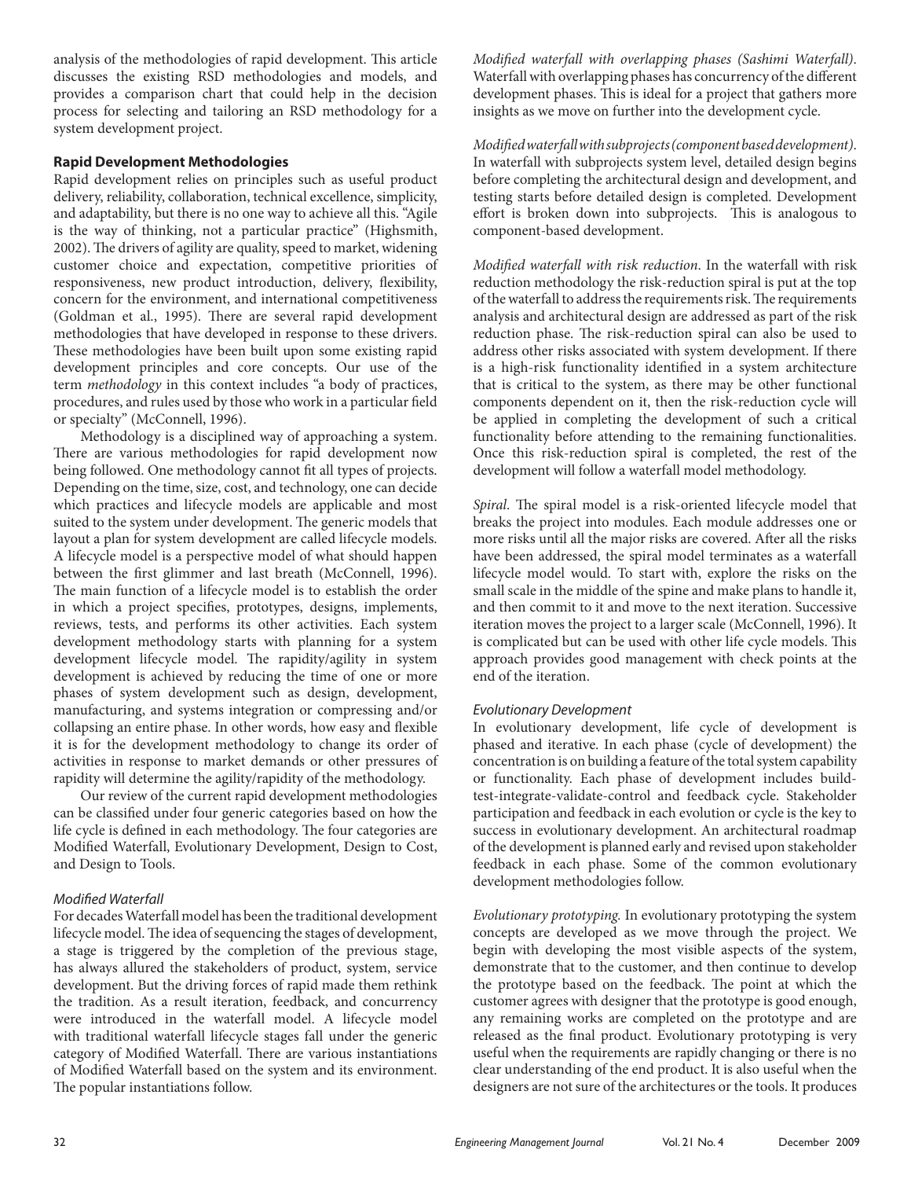analysis of the methodologies of rapid development. This article discusses the existing RSD methodologies and models, and provides a comparison chart that could help in the decision process for selecting and tailoring an RSD methodology for a system development project.

## Rapid Development Methodologies

Rapid development relies on principles such as useful product delivery, reliability, collaboration, technical excellence, simplicity, and adaptability, but there is no one way to achieve all this. "Agile is the way of thinking, not a particular practice" (Highsmith, 2002). The drivers of agility are quality, speed to market, widening customer choice and expectation, competitive priorities of responsiveness, new product introduction, delivery, flexibility, concern for the environment, and international competitiveness (Goldman et al., 1995). There are several rapid development methodologies that have developed in response to these drivers. These methodologies have been built upon some existing rapid development principles and core concepts. Our use of the term *methodology* in this context includes "a body of practices, procedures, and rules used by those who work in a particular field or specialty" (McConnell, 1996).

Methodology is a disciplined way of approaching a system. There are various methodologies for rapid development now being followed. One methodology cannot fit all types of projects. Depending on the time, size, cost, and technology, one can decide which practices and lifecycle models are applicable and most suited to the system under development. The generic models that layout a plan for system development are called lifecycle models. A lifecycle model is a perspective model of what should happen between the first glimmer and last breath (McConnell, 1996). The main function of a lifecycle model is to establish the order in which a project specifies, prototypes, designs, implements, reviews, tests, and performs its other activities. Each system development methodology starts with planning for a system development lifecycle model. The rapidity/agility in system development is achieved by reducing the time of one or more phases of system development such as design, development, manufacturing, and systems integration or compressing and/or collapsing an entire phase. In other words, how easy and flexible it is for the development methodology to change its order of activities in response to market demands or other pressures of rapidity will determine the agility/rapidity of the methodology.

Our review of the current rapid development methodologies can be classified under four generic categories based on how the life cycle is defined in each methodology. The four categories are Modified Waterfall, Evolutionary Development, Design to Cost, and Design to Tools.

### *Modified Waterfall*

For decades Waterfall model has been the traditional development lifecycle model. The idea of sequencing the stages of development, a stage is triggered by the completion of the previous stage, has always allured the stakeholders of product, system, service development. But the driving forces of rapid made them rethink the tradition. As a result iteration, feedback, and concurrency were introduced in the waterfall model. A lifecycle model with traditional waterfall lifecycle stages fall under the generic category of Modified Waterfall. There are various instantiations of Modified Waterfall based on the system and its environment. The popular instantiations follow.

*Modified waterfall with overlapping phases (Sashimi Waterfall).* Waterfall with overlapping phases has concurrency of the different development phases. This is ideal for a project that gathers more insights as we move on further into the development cycle.

*Modified waterfall with subprojects (component based development).* In waterfall with subprojects system level, detailed design begins before completing the architectural design and development, and testing starts before detailed design is completed. Development effort is broken down into subprojects. This is analogous to component-based development.

*Modified waterfall with risk reduction.* In the waterfall with risk reduction methodology the risk-reduction spiral is put at the top of the waterfall to address the requirements risk. The requirements analysis and architectural design are addressed as part of the risk reduction phase. The risk-reduction spiral can also be used to address other risks associated with system development. If there is a high-risk functionality identified in a system architecture that is critical to the system, as there may be other functional components dependent on it, then the risk-reduction cycle will be applied in completing the development of such a critical functionality before attending to the remaining functionalities. Once this risk-reduction spiral is completed, the rest of the development will follow a waterfall model methodology.

*Spiral.* The spiral model is a risk-oriented lifecycle model that breaks the project into modules. Each module addresses one or more risks until all the major risks are covered. After all the risks have been addressed, the spiral model terminates as a waterfall lifecycle model would. To start with, explore the risks on the small scale in the middle of the spine and make plans to handle it, and then commit to it and move to the next iteration. Successive iteration moves the project to a larger scale (McConnell, 1996). It is complicated but can be used with other life cycle models. This approach provides good management with check points at the end of the iteration.

### *Evolutionary Development*

In evolutionary development, life cycle of development is phased and iterative. In each phase (cycle of development) the concentration is on building a feature of the total system capability or functionality. Each phase of development includes build-test-integrate-validate-control and feedback cycle. Stakeholder participation and feedback in each evolution or cycle is the key to success in evolutionary development. An architectural roadmap of the development is planned early and revised upon stakeholder feedback in each phase. Some of the common evolutionary development methodologies follow.

*Evolutionary prototyping.* In evolutionary prototyping the system concepts are developed as we move through the project. We begin with developing the most visible aspects of the system, demonstrate that to the customer, and then continue to develop the prototype based on the feedback. The point at which the customer agrees with designer that the prototype is good enough, any remaining works are completed on the prototype and are released as the final product. Evolutionary prototyping is very useful when the requirements are rapidly changing or there is no clear understanding of the end product. It is also useful when the designers are not sure of the architectures or the tools. It produces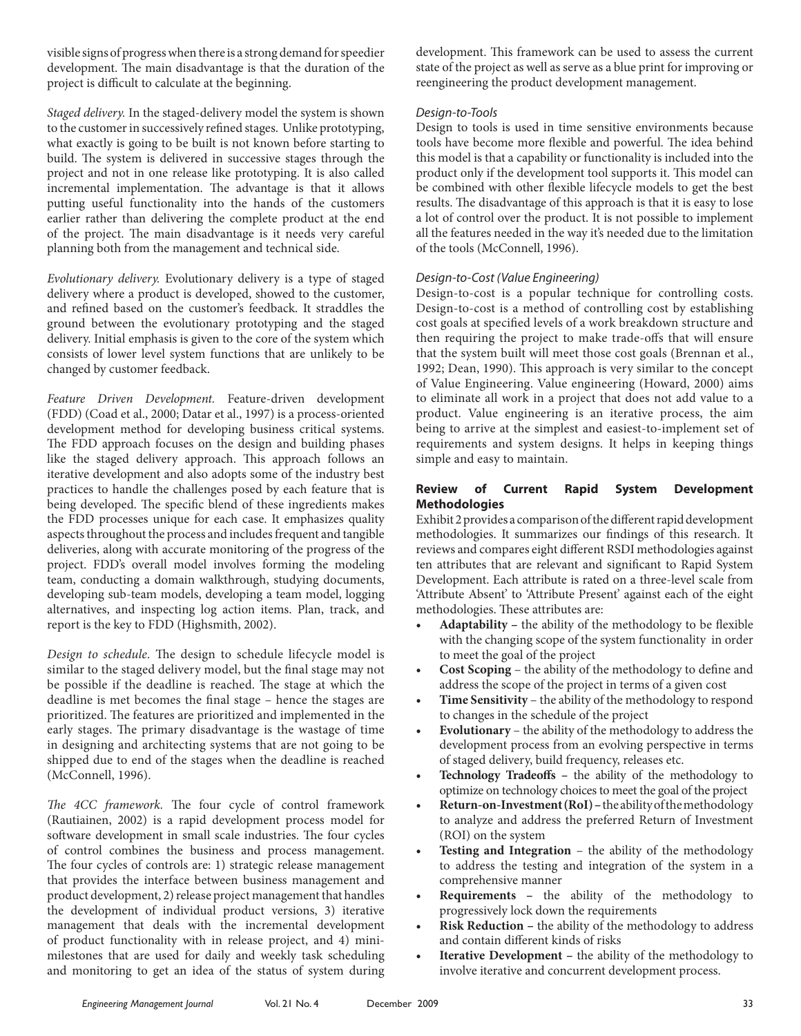visible signs of progress when there is a strong demand for speedier development. The main disadvantage is that the duration of the project is difficult to calculate at the beginning.

*Staged delivery.* In the staged-delivery model the system is shown to the customer in successively refined stages. Unlike prototyping, what exactly is going to be built is not known before starting to build. The system is delivered in successive stages through the project and not in one release like prototyping. It is also called incremental implementation. The advantage is that it allows putting useful functionality into the hands of the customers earlier rather than delivering the complete product at the end of the project. The main disadvantage is it needs very careful planning both from the management and technical side.

*Evolutionary delivery.* Evolutionary delivery is a type of staged delivery where a product is developed, showed to the customer, and refined based on the customer's feedback. It straddles the ground between the evolutionary prototyping and the staged delivery. Initial emphasis is given to the core of the system which consists of lower level system functions that are unlikely to be changed by customer feedback.

*Feature Driven Development.* Feature-driven development (FDD) (Coad et al., 2000; Datar et al., 1997) is a process-oriented development method for developing business critical systems. The FDD approach focuses on the design and building phases like the staged delivery approach. This approach follows an iterative development and also adopts some of the industry best practices to handle the challenges posed by each feature that is being developed. The specific blend of these ingredients makes the FDD processes unique for each case. It emphasizes quality aspects throughout the process and includes frequent and tangible deliveries, along with accurate monitoring of the progress of the project. FDD's overall model involves forming the modeling team, conducting a domain walkthrough, studying documents, developing sub-team models, developing a team model, logging alternatives, and inspecting log action items. Plan, track, and report is the key to FDD (Highsmith, 2002).

*Design to schedule.* The design to schedule lifecycle model is similar to the staged delivery model, but the final stage may not be possible if the deadline is reached. The stage at which the deadline is met becomes the final stage – hence the stages are prioritized. The features are prioritized and implemented in the early stages. The primary disadvantage is the wastage of time in designing and architecting systems that are not going to be shipped due to end of the stages when the deadline is reached (McConnell, 1996).

*The 4CC framework.* The four cycle of control framework (Rautiainen, 2002) is a rapid development process model for software development in small scale industries. The four cycles of control combines the business and process management. The four cycles of controls are: 1) strategic release management that provides the interface between business management and product development, 2) release project management that handles the development of individual product versions, 3) iterative management that deals with the incremental development of product functionality with in release project, and 4) mini-milestones that are used for daily and weekly task scheduling and monitoring to get an idea of the status of system during development. This framework can be used to assess the current state of the project as well as serve as a blue print for improving or reengineering the product development management.

*Design-to-Tools*

Design to tools is used in time sensitive environments because tools have become more flexible and powerful. The idea behind this model is that a capability or functionality is included into the product only if the development tool supports it. This model can be combined with other flexible lifecycle models to get the best results. The disadvantage of this approach is that it is easy to lose a lot of control over the product. It is not possible to implement all the features needed in the way it's needed due to the limitation of the tools (McConnell, 1996).

*Design-to-Cost (Value Engineering)*

Design-to-cost is a popular technique for controlling costs. Design-to-cost is a method of controlling cost by establishing cost goals at specified levels of a work breakdown structure and then requiring the project to make trade-offs that will ensure that the system built will meet those cost goals (Brennan et al., 1992; Dean, 1990). This approach is very similar to the concept of Value Engineering. Value engineering (Howard, 2000) aims to eliminate all work in a project that does not add value to a product. Value engineering is an iterative process, the aim being to arrive at the simplest and easiest-to-implement set of requirements and system designs. It helps in keeping things simple and easy to maintain.

**Review of Current Rapid System Development Methodologies**

Exhibit 2 provides a comparison of the different rapid development methodologies. It summarizes our findings of this research. It reviews and compares eight different RSDI methodologies against ten attributes that are relevant and significant to Rapid System Development. Each attribute is rated on a three-level scale from 'Attribute Absent' to 'Attribute Present' against each of the eight methodologies. These attributes are:

- **Adaptability –** the ability of the methodology to be flexible with the changing scope of the system functionality in order to meet the goal of the project
- **Cost Scoping** – the ability of the methodology to define and address the scope of the project in terms of a given cost
- **Time Sensitivity** – the ability of the methodology to respond to changes in the schedule of the project
- **Evolutionary** – the ability of the methodology to address the development process from an evolving perspective in terms of staged delivery, build frequency, releases etc.
- **Technology Tradeoffs –** the ability of the methodology to optimize on technology choices to meet the goal of the project
- **Return-on-Investment (RoI) –** the ability of the methodology to analyze and address the preferred Return of Investment (ROI) on the system
- **Testing and Integration** – the ability of the methodology to address the testing and integration of the system in a comprehensive manner
- **Requirements –** the ability of the methodology to progressively lock down the requirements
- **Risk Reduction –** the ability of the methodology to address and contain different kinds of risks
- **Iterative Development –** the ability of the methodology to involve iterative and concurrent development process.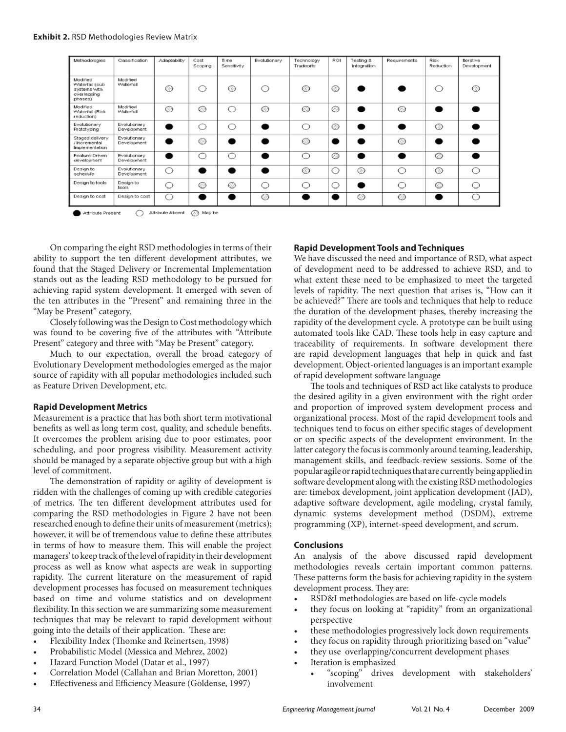**Exhibit 2.** RSD Methodologies Review Matrix

| Methodologies | Classification | Adaptability | Cost Scoping | Time Sensitivity | Evolutionary | Technology Tradeoffs | ROI | Testing & Integration | Requirements | Risk Reduction | Iterative Development |
|---|---|---|---|---|---|---|---|---|---|---|---|
| Modified Waterfall (sub systems with overlapping phases) | Modified Waterfall | ◎ | ○ | ◎ | ○ | ◎ | ◎ | ● | ● | ○ | ◎ |
| Modified Waterfall (Risk reduction) | Modified Waterfall | ◎ | ◎ | ○ | ◎ | ◎ | ◎ | ● | ◎ | ● | ● |
| Evolutionary Prototyping | Evolutionary Development | ● | ○ | ○ | ● | ○ | ◎ | ● | ● | ◎ | ● |
| Staged delivery / Incremental Implementation | Evolutionary Development | ● | ◎ | ● | ● | ◎ | ● | ● | ◎ | ● | ● |
| Feature-Driven development | Evolutionary Development | ● | ○ | ○ | ● | ○ | ◎ | ● | ● | ◎ | ● |
| Design to schedule | Evolutionary Development | ○ | ● | ● | ● | ◎ | ○ | ◎ | ○ | ◎ | ○ |
| Design to tools | Design to tools | ○ | ◎ | ◎ | ○ | ○ | ○ | ● | ○ | ◎ | ○ |
| Design to cost | Design to cost | ○ | ● | ● | ◎ | ● | ● | ◎ | ◎ | ● | ○ |

● Attribute Present ○ Attribute Absent ◎ May be

On comparing the eight RSD methodologies in terms of their ability to support the ten different development attributes, we found that the Staged Delivery or Incremental Implementation stands out as the leading RSD methodology to be pursued for achieving rapid system development. It emerged with seven of the ten attributes in the "Present" and remaining three in the "May be Present" category.

Closely following was the Design to Cost methodology which was found to be covering five of the attributes with "Attribute Present" category and three with "May be Present" category.

Much to our expectation, overall the broad category of Evolutionary Development methodologies emerged as the major source of rapidity with all popular methodologies included such as Feature Driven Development, etc.

### Rapid Development Metrics

Measurement is a practice that has both short term motivational benefits as well as long term cost, quality, and schedule benefits. It overcomes the problem arising due to poor estimates, poor scheduling, and poor progress visibility. Measurement activity should be managed by a separate objective group but with a high level of commitment.

The demonstration of rapidity or agility of development is ridden with the challenges of coming up with credible categories of metrics. The ten different development attributes used for comparing the RSD methodologies in Figure 2 have not been researched enough to define their units of measurement (metrics); however, it will be of tremendous value to define these attributes in terms of how to measure them. This will enable the project managers' to keep track of the level of rapidity in their development process as well as know what aspects are weak in supporting rapidity. The current literature on the measurement of rapid development processes has focused on measurement techniques based on time and volume statistics and on development flexibility. In this section we are summarizing some measurement techniques that may be relevant to rapid development without going into the details of their application. These are:

- Flexibility Index (Thomke and Reinertsen, 1998)
- Probabilistic Model (Messica and Mehrez, 2002)
- Hazard Function Model (Datar et al., 1997)
- Correlation Model (Callahan and Brian Moretton, 2001)
- Effectiveness and Efficiency Measure (Goldense, 1997)

### Rapid Development Tools and Techniques

We have discussed the need and importance of RSD, what aspect of development need to be addressed to achieve RSD, and to what extent these need to be emphasized to meet the targeted levels of rapidity. The next question that arises is, "How can it be achieved?" There are tools and techniques that help to reduce the duration of the development phases, thereby increasing the rapidity of the development cycle. A prototype can be built using automated tools like CAD. These tools help in easy capture and traceability of requirements. In software development there are rapid development languages that help in quick and fast development. Object-oriented languages is an important example of rapid development software language

The tools and techniques of RSD act like catalysts to produce the desired agility in a given environment with the right order and proportion of improved system development process and organizational process. Most of the rapid development tools and techniques tend to focus on either specific stages of development or on specific aspects of the development environment. In the latter category the focus is commonly around teaming, leadership, management skills, and feedback-review sessions. Some of the popular agile or rapid techniques that are currently being applied in software development along with the existing RSD methodologies are: timebox development, joint application development (JAD), adaptive software development, agile modeling, crystal family, dynamic systems development method (DSDM), extreme programming (XP), internet-speed development, and scrum.

### Conclusions

An analysis of the above discussed rapid development methodologies reveals certain important common patterns. These patterns form the basis for achieving rapidity in the system development process. They are:

- RSD&I methodologies are based on life-cycle models
- they focus on looking at "rapidity" from an organizational perspective
- these methodologies progressively lock down requirements
- they focus on rapidity through prioritizing based on "value"
- they use overlapping/concurrent development phases
- Iteration is emphasized
    - "scoping" drives development with stakeholders' involvement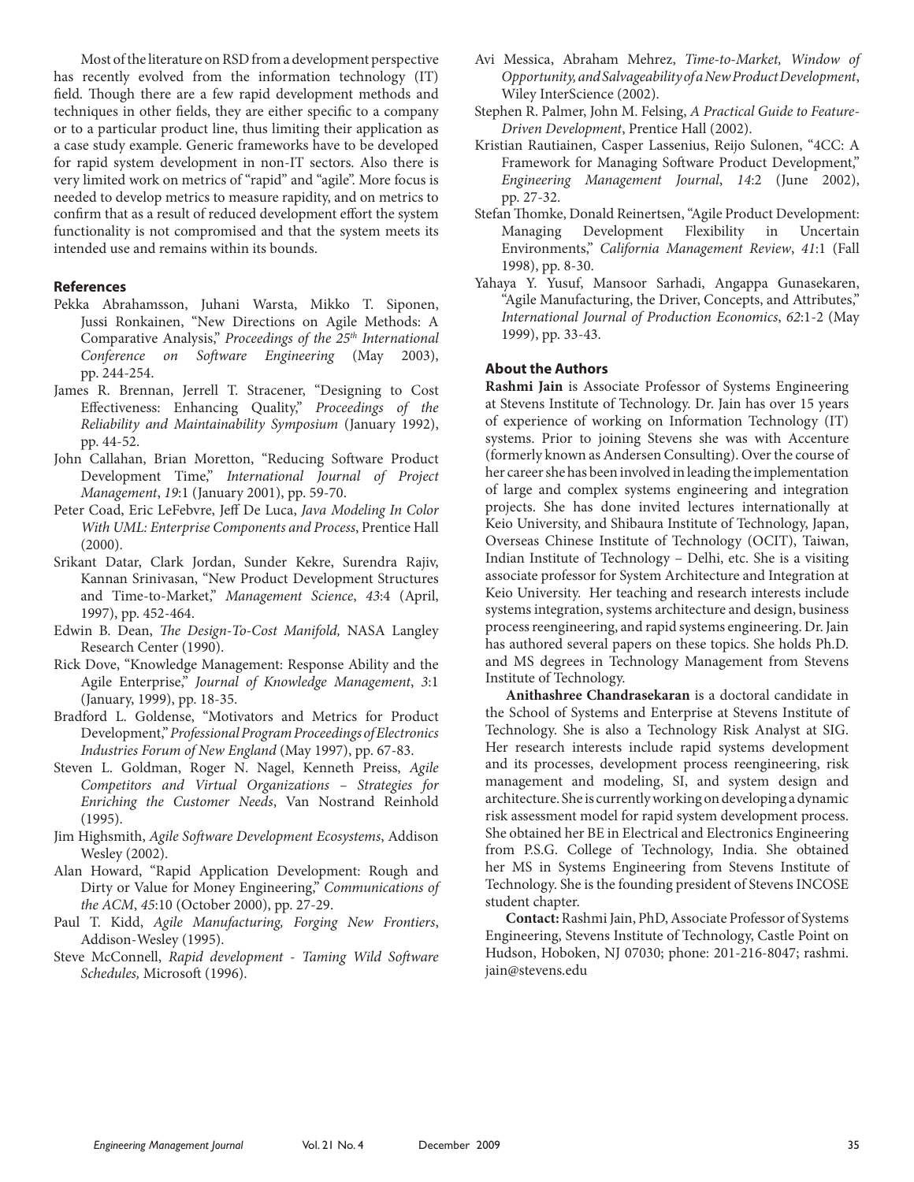Most of the literature on RSD from a development perspective has recently evolved from the information technology (IT) field. Though there are a few rapid development methods and techniques in other fields, they are either specific to a company or to a particular product line, thus limiting their application as a case study example. Generic frameworks have to be developed for rapid system development in non-IT sectors. Also there is very limited work on metrics of "rapid" and "agile". More focus is needed to develop metrics to measure rapidity, and on metrics to confirm that as a result of reduced development effort the system functionality is not compromised and that the system meets its intended use and remains within its bounds.

## References

Pekka Abrahamsson, Juhani Warsta, Mikko T. Siponen, Jussi Ronkainen, "New Directions on Agile Methods: A Comparative Analysis," *Proceedings of the 25th International Conference on Software Engineering* (May 2003), pp. 244-254.

James R. Brennan, Jerrell T. Stracener, "Designing to Cost Effectiveness: Enhancing Quality," *Proceedings of the Reliability and Maintainability Symposium* (January 1992), pp. 44-52.

John Callahan, Brian Moretton, "Reducing Software Product Development Time," *International Journal of Project Management*, *19*:1 (January 2001), pp. 59-70.

Peter Coad, Eric LeFebvre, Jeff De Luca, *Java Modeling In Color With UML: Enterprise Components and Process*, Prentice Hall (2000).

Srikant Datar, Clark Jordan, Sunder Kekre, Surendra Rajiv, Kannan Srinivasan, "New Product Development Structures and Time-to-Market," *Management Science*, *43*:4 (April, 1997), pp. 452-464.

Edwin B. Dean, *The Design-To-Cost Manifold,* NASA Langley Research Center (1990).

Rick Dove, "Knowledge Management: Response Ability and the Agile Enterprise," *Journal of Knowledge Management*, *3*:1 (January, 1999), pp. 18-35.

Bradford L. Goldense, "Motivators and Metrics for Product Development," *Professional Program Proceedings of Electronics Industries Forum of New England* (May 1997), pp. 67-83.

Steven L. Goldman, Roger N. Nagel, Kenneth Preiss, *Agile Competitors and Virtual Organizations – Strategies for Enriching the Customer Needs*, Van Nostrand Reinhold (1995).

Jim Highsmith, *Agile Software Development Ecosystems*, Addison Wesley (2002).

Alan Howard, "Rapid Application Development: Rough and Dirty or Value for Money Engineering," *Communications of the ACM*, *45*:10 (October 2000), pp. 27-29.

Paul T. Kidd, *Agile Manufacturing, Forging New Frontiers*, Addison-Wesley (1995).

Steve McConnell, *Rapid development - Taming Wild Software Schedules,* Microsoft (1996).

Avi Messica, Abraham Mehrez, *Time-to-Market, Window of Opportunity, and Salvageability of a New Product Development*, Wiley InterScience (2002).

Stephen R. Palmer, John M. Felsing, *A Practical Guide to Feature-Driven Development*, Prentice Hall (2002).

Kristian Rautiainen, Casper Lassenius, Reijo Sulonen, "4CC: A Framework for Managing Software Product Development," *Engineering Management Journal*, *14*:2 (June 2002), pp. 27-32.

Stefan Thomke, Donald Reinertsen, "Agile Product Development: Managing Development Flexibility in Uncertain Environments," *California Management Review*, *41*:1 (Fall 1998), pp. 8-30.

Yahaya Y. Yusuf, Mansoor Sarhadi, Angappa Gunasekaren, "Agile Manufacturing, the Driver, Concepts, and Attributes," *International Journal of Production Economics*, *62*:1-2 (May 1999), pp. 33-43.

## About the Authors

**Rashmi Jain** is Associate Professor of Systems Engineering at Stevens Institute of Technology. Dr. Jain has over 15 years of experience of working on Information Technology (IT) systems. Prior to joining Stevens she was with Accenture (formerly known as Andersen Consulting). Over the course of her career she has been involved in leading the implementation of large and complex systems engineering and integration projects. She has done invited lectures internationally at Keio University, and Shibaura Institute of Technology, Japan, Overseas Chinese Institute of Technology (OCIT), Taiwan, Indian Institute of Technology – Delhi, etc. She is a visiting associate professor for System Architecture and Integration at Keio University. Her teaching and research interests include systems integration, systems architecture and design, business process reengineering, and rapid systems engineering. Dr. Jain has authored several papers on these topics. She holds Ph.D. and MS degrees in Technology Management from Stevens Institute of Technology.

**Anithashree Chandrasekaran** is a doctoral candidate in the School of Systems and Enterprise at Stevens Institute of Technology. She is also a Technology Risk Analyst at SIG. Her research interests include rapid systems development and its processes, development process reengineering, risk management and modeling, SI, and system design and architecture. She is currently working on developing a dynamic risk assessment model for rapid system development process. She obtained her BE in Electrical and Electronics Engineering from P.S.G. College of Technology, India. She obtained her MS in Systems Engineering from Stevens Institute of Technology. She is the founding president of Stevens INCOSE student chapter.

**Contact:** Rashmi Jain, PhD, Associate Professor of Systems Engineering, Stevens Institute of Technology, Castle Point on Hudson, Hoboken, NJ 07030; phone: 201-216-8047; rashmi.jain@stevens.edu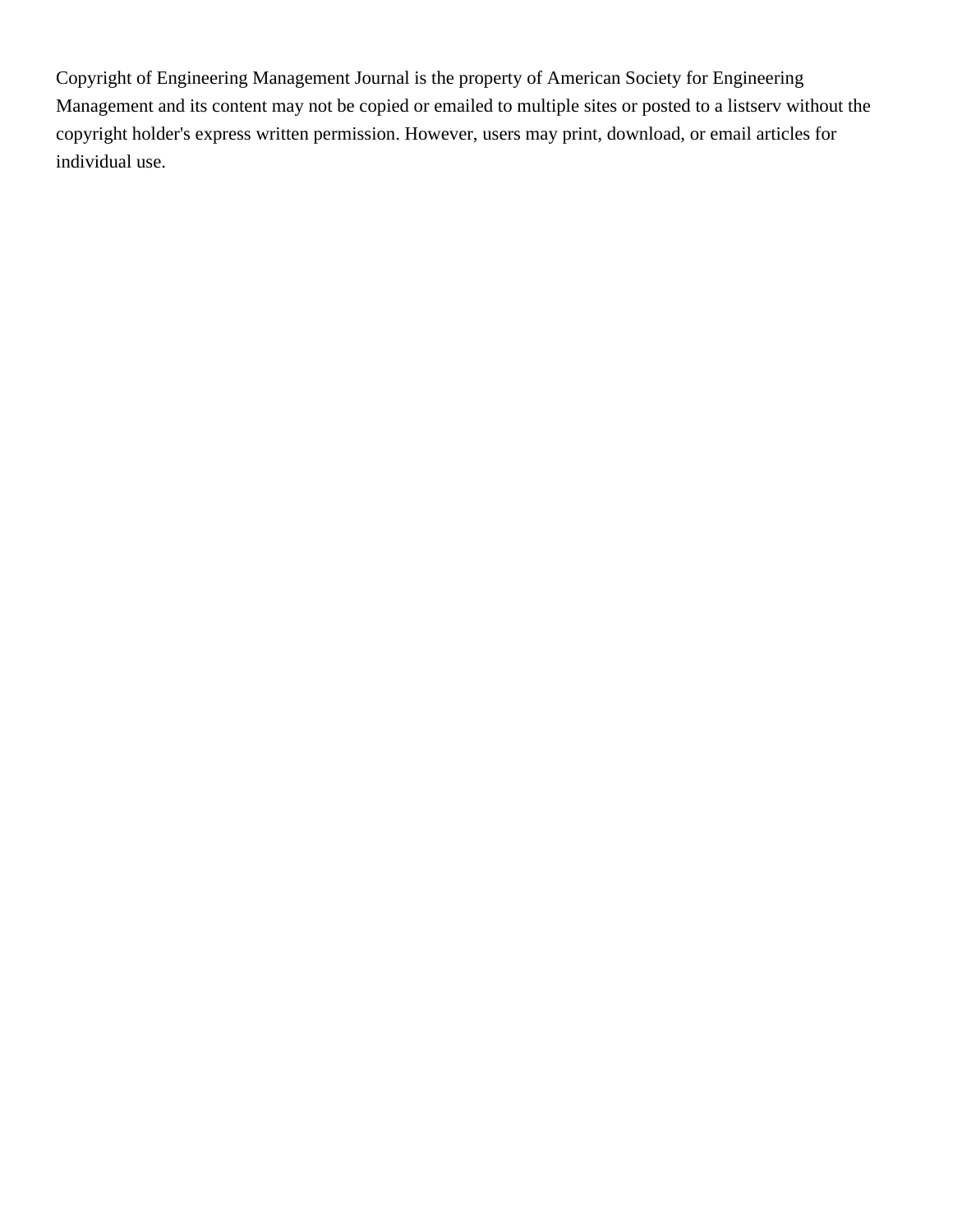Copyright of Engineering Management Journal is the property of American Society for Engineering Management and its content may not be copied or emailed to multiple sites or posted to a listserv without the copyright holder's express written permission. However, users may print, download, or email articles for individual use.